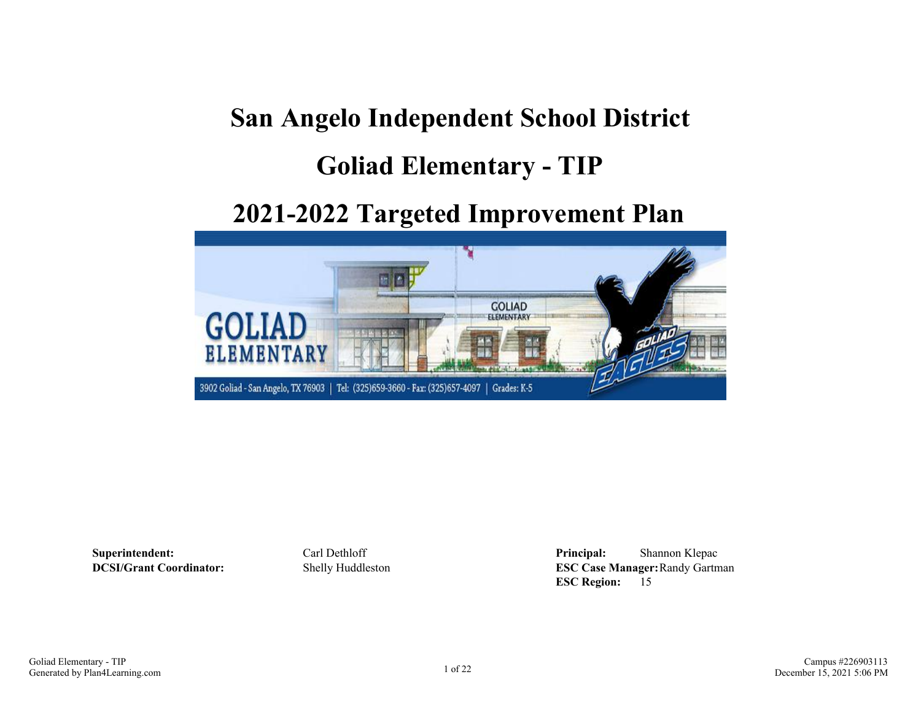# San Angelo Independent School District

# Goliad Elementary - TIP

# 2021-2022 Targeted Improvement Plan

**Superintendent:** Carl Dethloff
**DCSI/Grant Coordinator:** Shelly Huddleston

**Principal:** Shannon Klepac
**ESC Case Manager:** Randy Gartman
**ESC Region:** 15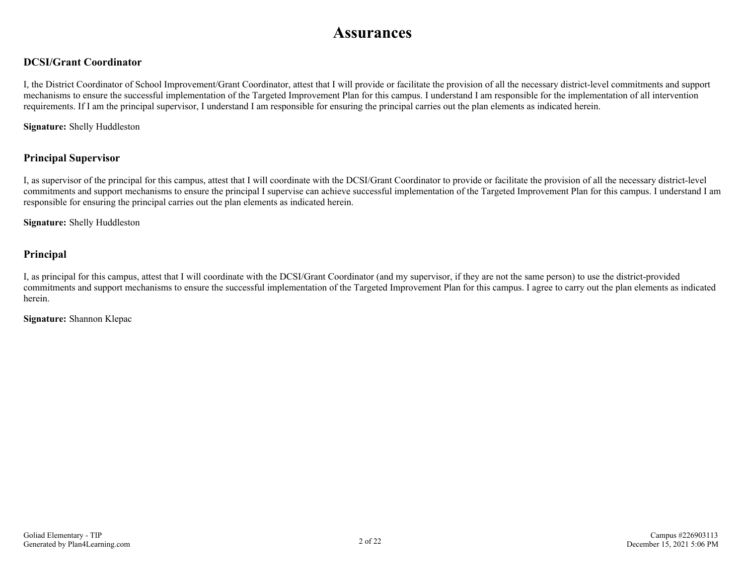# Assurances

## DCSI/Grant Coordinator

I, the District Coordinator of School Improvement/Grant Coordinator, attest that I will provide or facilitate the provision of all the necessary district-level commitments and support mechanisms to ensure the successful implementation of the Targeted Improvement Plan for this campus. I understand I am responsible for the implementation of all intervention requirements. If I am the principal supervisor, I understand I am responsible for ensuring the principal carries out the plan elements as indicated herein.

**Signature:** Shelly Huddleston

## Principal Supervisor

I, as supervisor of the principal for this campus, attest that I will coordinate with the DCSI/Grant Coordinator to provide or facilitate the provision of all the necessary district-level commitments and support mechanisms to ensure the principal I supervise can achieve successful implementation of the Targeted Improvement Plan for this campus. I understand I am responsible for ensuring the principal carries out the plan elements as indicated herein.

**Signature:** Shelly Huddleston

## Principal

I, as principal for this campus, attest that I will coordinate with the DCSI/Grant Coordinator (and my supervisor, if they are not the same person) to use the district-provided commitments and support mechanisms to ensure the successful implementation of the Targeted Improvement Plan for this campus. I agree to carry out the plan elements as indicated herein.

**Signature:** Shannon Klepac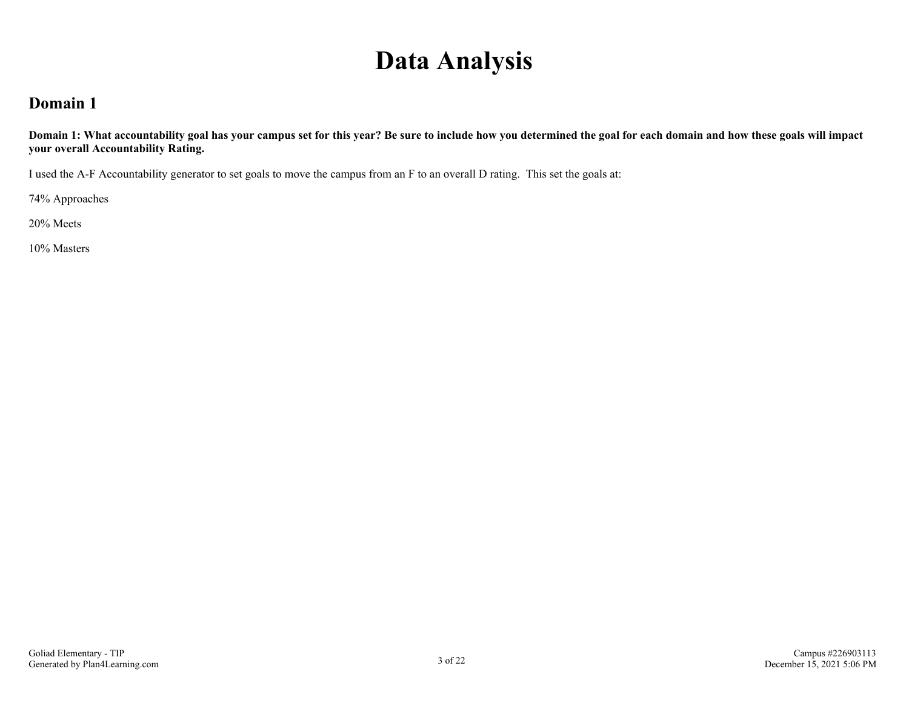# Data Analysis

## Domain 1

**Domain 1: What accountability goal has your campus set for this year? Be sure to include how you determined the goal for each domain and how these goals will impact your overall Accountability Rating.**

I used the A-F Accountability generator to set goals to move the campus from an F to an overall D rating. This set the goals at:

74% Approaches

20% Meets

10% Masters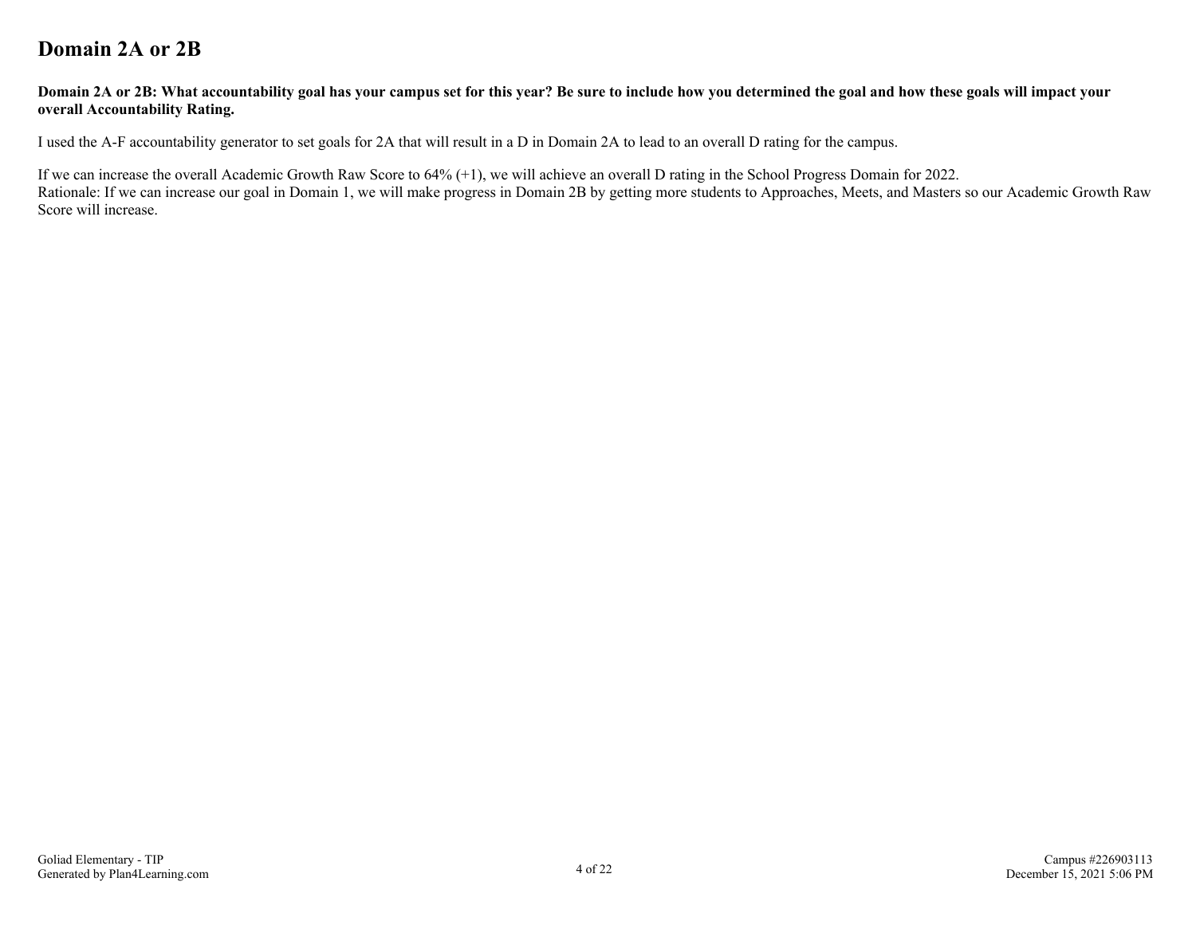# Domain 2A or 2B

**Domain 2A or 2B: What accountability goal has your campus set for this year? Be sure to include how you determined the goal and how these goals will impact your overall Accountability Rating.**

I used the A-F accountability generator to set goals for 2A that will result in a D in Domain 2A to lead to an overall D rating for the campus.

If we can increase the overall Academic Growth Raw Score to 64% (+1), we will achieve an overall D rating in the School Progress Domain for 2022.
Rationale: If we can increase our goal in Domain 1, we will make progress in Domain 2B by getting more students to Approaches, Meets, and Masters so our Academic Growth Raw Score will increase.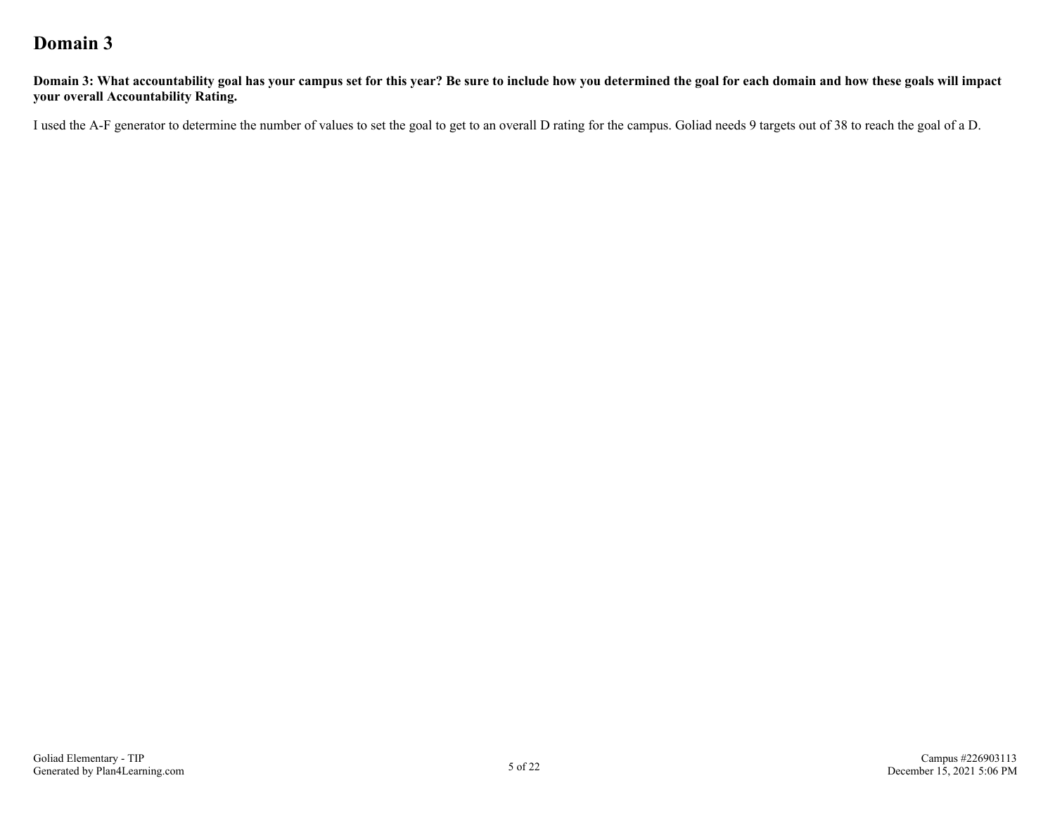# Domain 3

**Domain 3: What accountability goal has your campus set for this year? Be sure to include how you determined the goal for each domain and how these goals will impact your overall Accountability Rating.**

I used the A-F generator to determine the number of values to set the goal to get to an overall D rating for the campus. Goliad needs 9 targets out of 38 to reach the goal of a D.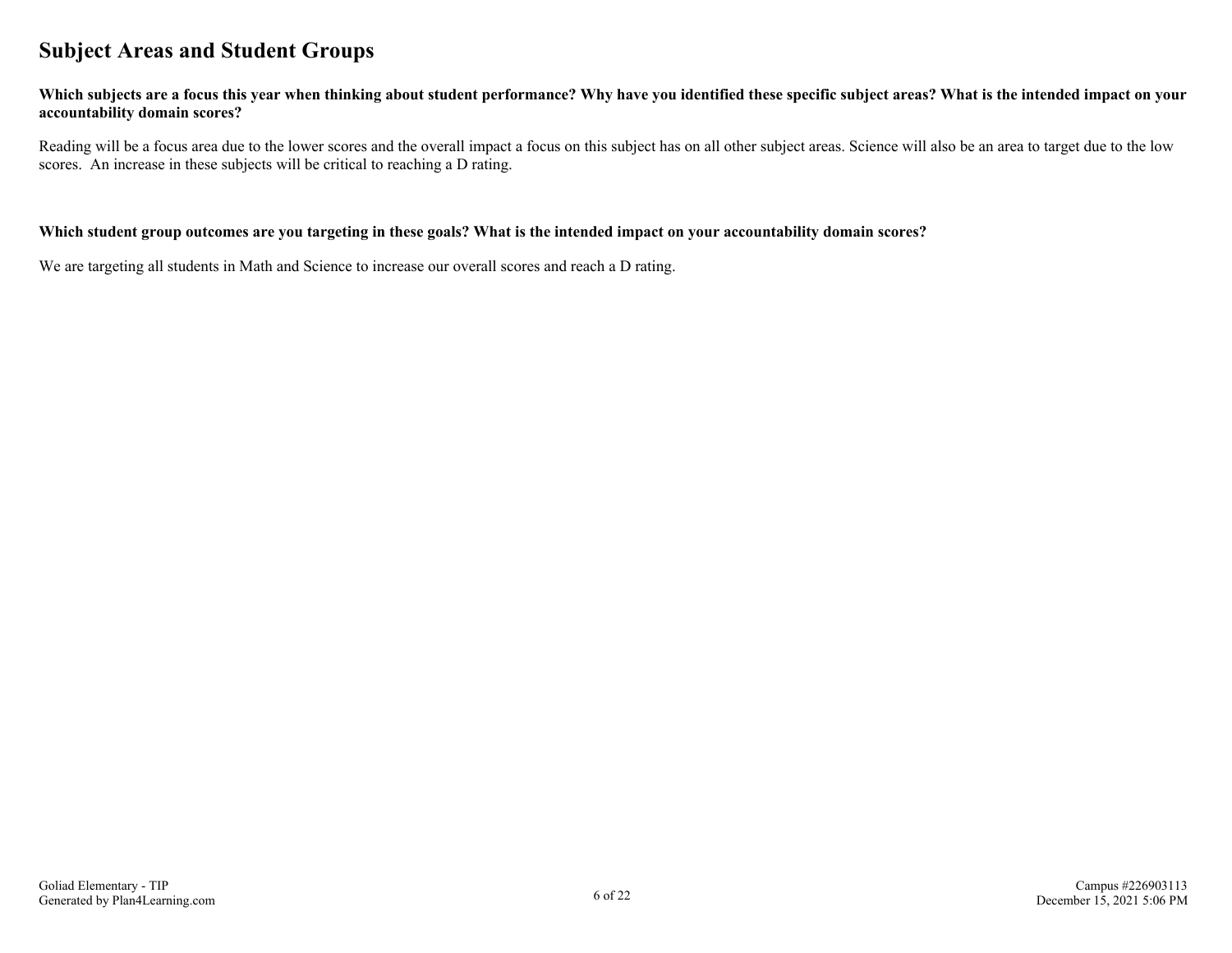## Subject Areas and Student Groups

**Which subjects are a focus this year when thinking about student performance? Why have you identified these specific subject areas? What is the intended impact on your accountability domain scores?**

Reading will be a focus area due to the lower scores and the overall impact a focus on this subject has on all other subject areas. Science will also be an area to target due to the low scores. An increase in these subjects will be critical to reaching a D rating.

**Which student group outcomes are you targeting in these goals? What is the intended impact on your accountability domain scores?**

We are targeting all students in Math and Science to increase our overall scores and reach a D rating.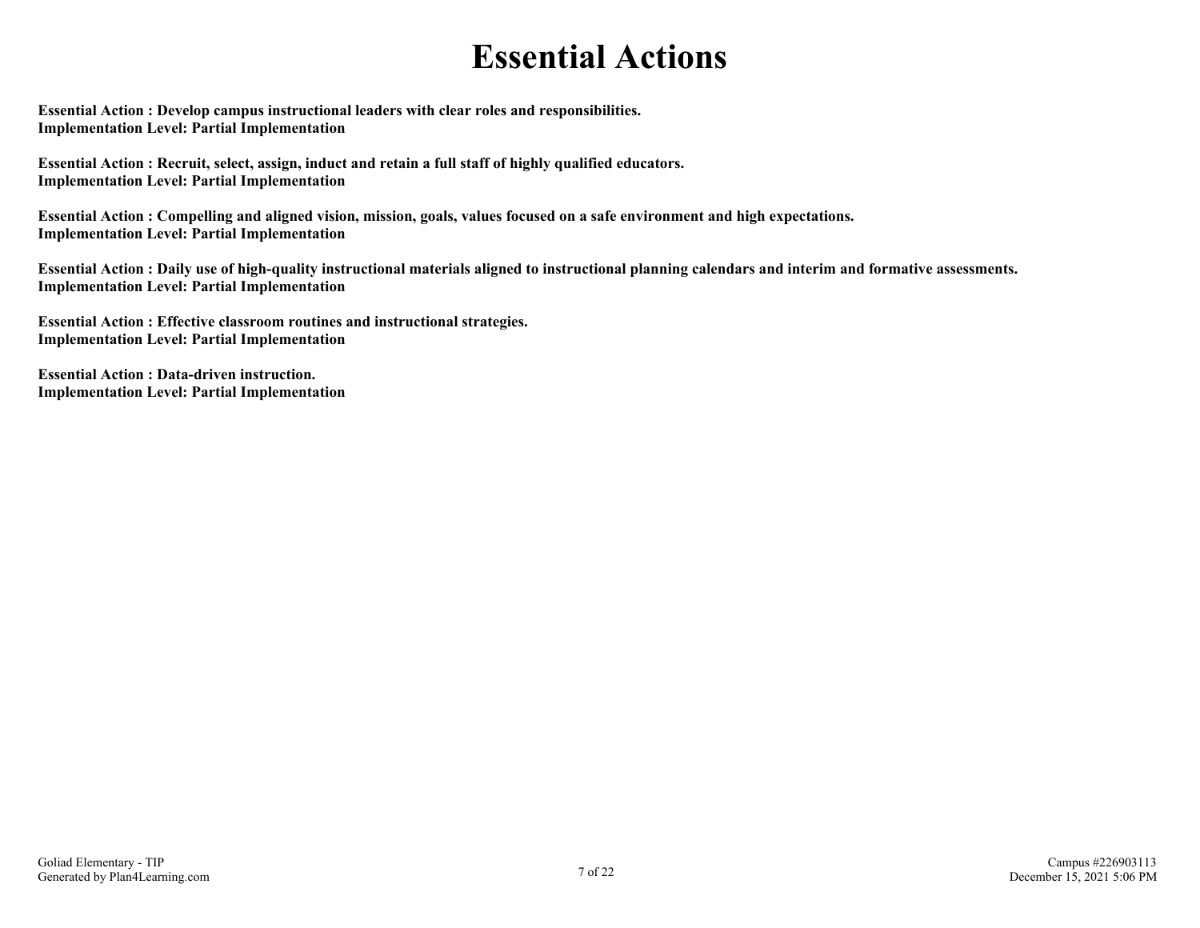# Essential Actions

**Essential Action : Develop campus instructional leaders with clear roles and responsibilities.**
**Implementation Level: Partial Implementation**

**Essential Action : Recruit, select, assign, induct and retain a full staff of highly qualified educators.**
**Implementation Level: Partial Implementation**

**Essential Action : Compelling and aligned vision, mission, goals, values focused on a safe environment and high expectations.**
**Implementation Level: Partial Implementation**

**Essential Action : Daily use of high-quality instructional materials aligned to instructional planning calendars and interim and formative assessments.**
**Implementation Level: Partial Implementation**

**Essential Action : Effective classroom routines and instructional strategies.**
**Implementation Level: Partial Implementation**

**Essential Action : Data-driven instruction.**
**Implementation Level: Partial Implementation**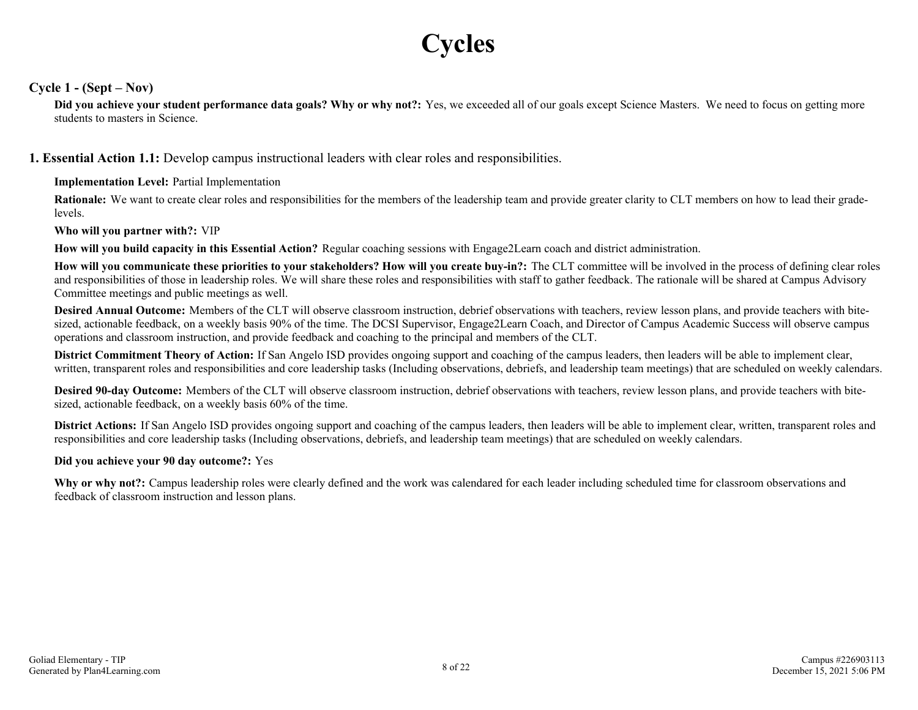# Cycles

### Cycle 1 - (Sept – Nov)

**Did you achieve your student performance data goals? Why or why not?:** Yes, we exceeded all of our goals except Science Masters. We need to focus on getting more students to masters in Science.

## 1. Essential Action 1.1: Develop campus instructional leaders with clear roles and responsibilities.

**Implementation Level:** Partial Implementation

**Rationale:** We want to create clear roles and responsibilities for the members of the leadership team and provide greater clarity to CLT members on how to lead their grade-levels.

**Who will you partner with?:** VIP

**How will you build capacity in this Essential Action?** Regular coaching sessions with Engage2Learn coach and district administration.

**How will you communicate these priorities to your stakeholders? How will you create buy-in?:** The CLT committee will be involved in the process of defining clear roles and responsibilities of those in leadership roles. We will share these roles and responsibilities with staff to gather feedback. The rationale will be shared at Campus Advisory Committee meetings and public meetings as well.

**Desired Annual Outcome:** Members of the CLT will observe classroom instruction, debrief observations with teachers, review lesson plans, and provide teachers with bite-sized, actionable feedback, on a weekly basis 90% of the time. The DCSI Supervisor, Engage2Learn Coach, and Director of Campus Academic Success will observe campus operations and classroom instruction, and provide feedback and coaching to the principal and members of the CLT.

**District Commitment Theory of Action:** If San Angelo ISD provides ongoing support and coaching of the campus leaders, then leaders will be able to implement clear, written, transparent roles and responsibilities and core leadership tasks (Including observations, debriefs, and leadership team meetings) that are scheduled on weekly calendars.

**Desired 90-day Outcome:** Members of the CLT will observe classroom instruction, debrief observations with teachers, review lesson plans, and provide teachers with bite-sized, actionable feedback, on a weekly basis 60% of the time.

**District Actions:** If San Angelo ISD provides ongoing support and coaching of the campus leaders, then leaders will be able to implement clear, written, transparent roles and responsibilities and core leadership tasks (Including observations, debriefs, and leadership team meetings) that are scheduled on weekly calendars.

**Did you achieve your 90 day outcome?:** Yes

**Why or why not?:** Campus leadership roles were clearly defined and the work was calendared for each leader including scheduled time for classroom observations and feedback of classroom instruction and lesson plans.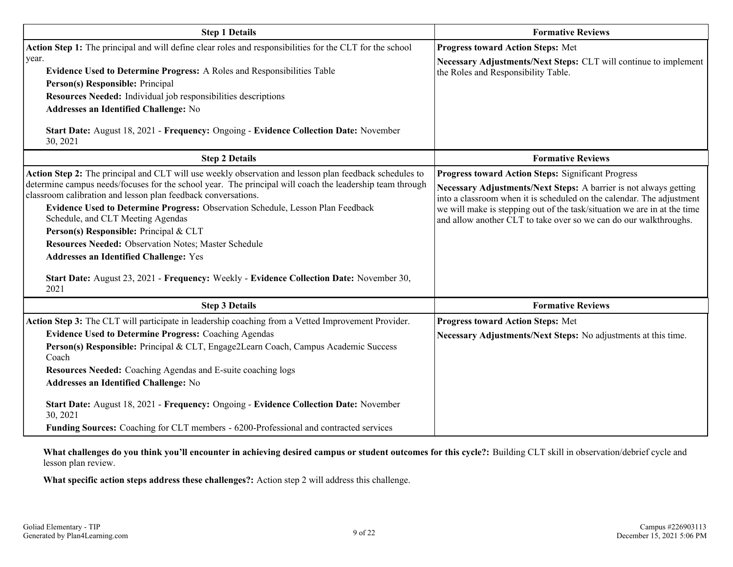| Step 1 Details | Formative Reviews |
|---|---|
| **Action Step 1:** The principal and will define clear roles and responsibilities for the CLT for the school year.<br>**Evidence Used to Determine Progress:** A Roles and Responsibilities Table<br>**Person(s) Responsible:** Principal<br>**Resources Needed:** Individual job responsibilities descriptions<br>**Addresses an Identified Challenge:** No<br><br>**Start Date:** August 18, 2021 - **Frequency:** Ongoing - **Evidence Collection Date:** November 30, 2021 | **Progress toward Action Steps:** Met<br>**Necessary Adjustments/Next Steps:** CLT will continue to implement the Roles and Responsibility Table. |

| Step 2 Details | Formative Reviews |
|---|---|
| **Action Step 2:** The principal and CLT will use weekly observation and lesson plan feedback schedules to determine campus needs/focuses for the school year. The principal will coach the leadership team through classroom calibration and lesson plan feedback conversations.<br>**Evidence Used to Determine Progress:** Observation Schedule, Lesson Plan Feedback Schedule, and CLT Meeting Agendas<br>**Person(s) Responsible:** Principal & CLT<br>**Resources Needed:** Observation Notes; Master Schedule<br>**Addresses an Identified Challenge:** Yes<br><br>**Start Date:** August 23, 2021 - **Frequency:** Weekly - **Evidence Collection Date:** November 30, 2021 | **Progress toward Action Steps:** Significant Progress<br>**Necessary Adjustments/Next Steps:** A barrier is not always getting into a classroom when it is scheduled on the calendar. The adjustment we will make is stepping out of the task/situation we are in at the time and allow another CLT to take over so we can do our walkthroughs. |

| Step 3 Details | Formative Reviews |
|---|---|
| **Action Step 3:** The CLT will participate in leadership coaching from a Vetted Improvement Provider.<br>**Evidence Used to Determine Progress:** Coaching Agendas<br>**Person(s) Responsible:** Principal & CLT, Engage2Learn Coach, Campus Academic Success Coach<br>**Resources Needed:** Coaching Agendas and E-suite coaching logs<br>**Addresses an Identified Challenge:** No<br><br>**Start Date:** August 18, 2021 - **Frequency:** Ongoing - **Evidence Collection Date:** November 30, 2021<br>**Funding Sources:** Coaching for CLT members - 6200-Professional and contracted services | **Progress toward Action Steps:** Met<br>**Necessary Adjustments/Next Steps:** No adjustments at this time. |

**What challenges do you think you'll encounter in achieving desired campus or student outcomes for this cycle?:** Building CLT skill in observation/debrief cycle and lesson plan review.

**What specific action steps address these challenges?:** Action step 2 will address this challenge.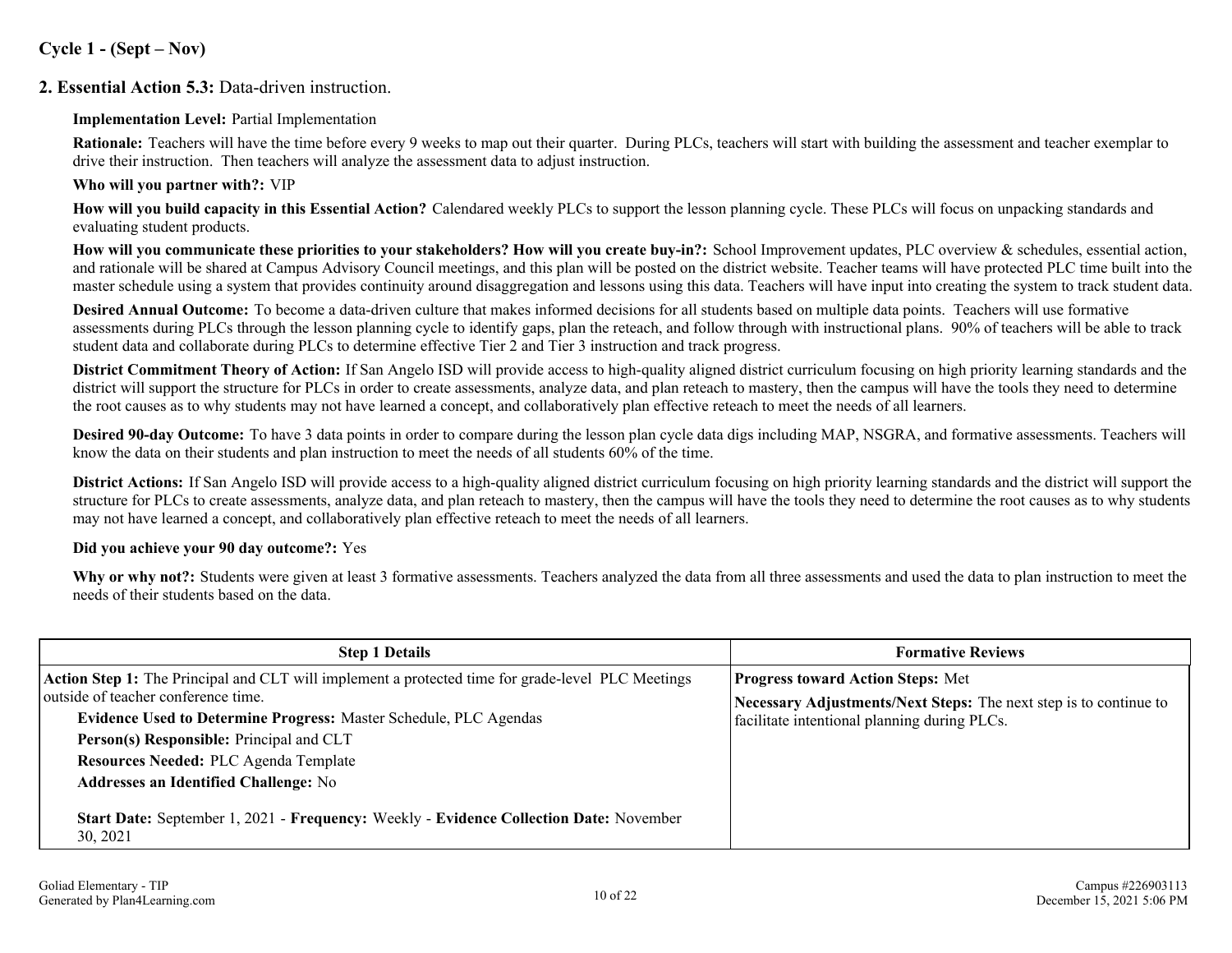## Cycle 1 - (Sept – Nov)

### 2. Essential Action 5.3: Data-driven instruction.

**Implementation Level:** Partial Implementation

**Rationale:** Teachers will have the time before every 9 weeks to map out their quarter. During PLCs, teachers will start with building the assessment and teacher exemplar to drive their instruction. Then teachers will analyze the assessment data to adjust instruction.

**Who will you partner with?:** VIP

**How will you build capacity in this Essential Action?** Calendared weekly PLCs to support the lesson planning cycle. These PLCs will focus on unpacking standards and evaluating student products.

**How will you communicate these priorities to your stakeholders? How will you create buy-in?:** School Improvement updates, PLC overview & schedules, essential action, and rationale will be shared at Campus Advisory Council meetings, and this plan will be posted on the district website. Teacher teams will have protected PLC time built into the master schedule using a system that provides continuity around disaggregation and lessons using this data. Teachers will have input into creating the system to track student data.

**Desired Annual Outcome:** To become a data-driven culture that makes informed decisions for all students based on multiple data points. Teachers will use formative assessments during PLCs through the lesson planning cycle to identify gaps, plan the reteach, and follow through with instructional plans. 90% of teachers will be able to track student data and collaborate during PLCs to determine effective Tier 2 and Tier 3 instruction and track progress.

**District Commitment Theory of Action:** If San Angelo ISD will provide access to high-quality aligned district curriculum focusing on high priority learning standards and the district will support the structure for PLCs in order to create assessments, analyze data, and plan reteach to mastery, then the campus will have the tools they need to determine the root causes as to why students may not have learned a concept, and collaboratively plan effective reteach to meet the needs of all learners.

**Desired 90-day Outcome:** To have 3 data points in order to compare during the lesson plan cycle data digs including MAP, NSGRA, and formative assessments. Teachers will know the data on their students and plan instruction to meet the needs of all students 60% of the time.

**District Actions:** If San Angelo ISD will provide access to a high-quality aligned district curriculum focusing on high priority learning standards and the district will support the structure for PLCs to create assessments, analyze data, and plan reteach to mastery, then the campus will have the tools they need to determine the root causes as to why students may not have learned a concept, and collaboratively plan effective reteach to meet the needs of all learners.

**Did you achieve your 90 day outcome?:** Yes

**Why or why not?:** Students were given at least 3 formative assessments. Teachers analyzed the data from all three assessments and used the data to plan instruction to meet the needs of their students based on the data.

| Step 1 Details | Formative Reviews |
|---|---|
| **Action Step 1:** The Principal and CLT will implement a protected time for grade-level PLC Meetings outside of teacher conference time.<br>**Evidence Used to Determine Progress:** Master Schedule, PLC Agendas<br>**Person(s) Responsible:** Principal and CLT<br>**Resources Needed:** PLC Agenda Template<br>**Addresses an Identified Challenge:** No<br><br>**Start Date:** September 1, 2021 - **Frequency:** Weekly - **Evidence Collection Date:** November 30, 2021 | **Progress toward Action Steps:** Met<br>**Necessary Adjustments/Next Steps:** The next step is to continue to facilitate intentional planning during PLCs. |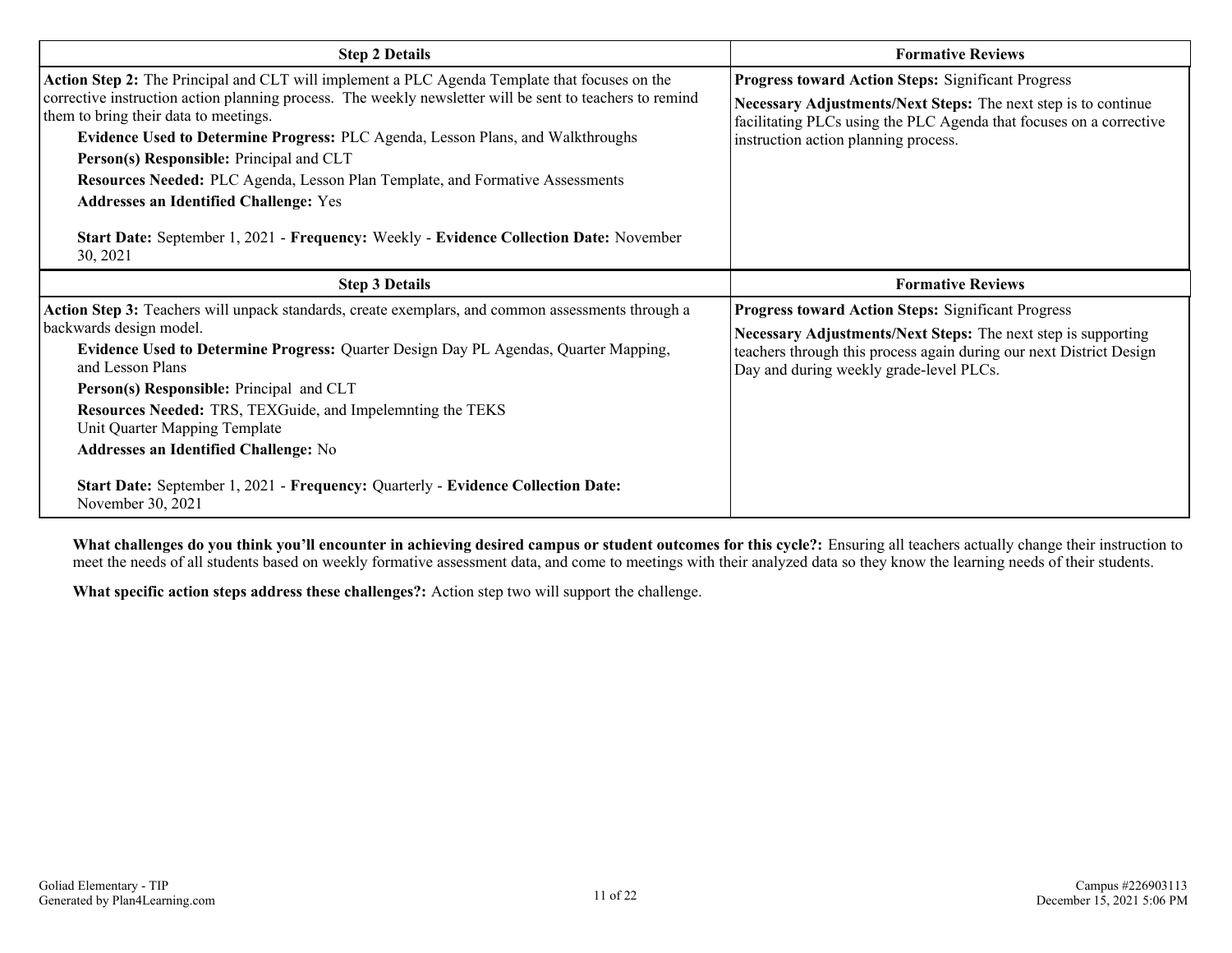| Step 2 Details | Formative Reviews |
|---|---|
| **Action Step 2:** The Principal and CLT will implement a PLC Agenda Template that focuses on the corrective instruction action planning process. The weekly newsletter will be sent to teachers to remind them to bring their data to meetings.<br>**Evidence Used to Determine Progress:** PLC Agenda, Lesson Plans, and Walkthroughs<br>**Person(s) Responsible:** Principal and CLT<br>**Resources Needed:** PLC Agenda, Lesson Plan Template, and Formative Assessments<br>**Addresses an Identified Challenge:** Yes<br><br>**Start Date:** September 1, 2021 - **Frequency:** Weekly - **Evidence Collection Date:** November 30, 2021 | **Progress toward Action Steps:** Significant Progress<br>**Necessary Adjustments/Next Steps:** The next step is to continue facilitating PLCs using the PLC Agenda that focuses on a corrective instruction action planning process. |

| Step 3 Details | Formative Reviews |
|---|---|
| **Action Step 3:** Teachers will unpack standards, create exemplars, and common assessments through a backwards design model.<br>**Evidence Used to Determine Progress:** Quarter Design Day PL Agendas, Quarter Mapping, and Lesson Plans<br>**Person(s) Responsible:** Principal and CLT<br>**Resources Needed:** TRS, TEXGuide, and Impelemnting the TEKS<br>Unit Quarter Mapping Template<br>**Addresses an Identified Challenge:** No<br><br>**Start Date:** September 1, 2021 - **Frequency:** Quarterly - **Evidence Collection Date:** November 30, 2021 | **Progress toward Action Steps:** Significant Progress<br>**Necessary Adjustments/Next Steps:** The next step is supporting teachers through this process again during our next District Design Day and during weekly grade-level PLCs. |

**What challenges do you think you'll encounter in achieving desired campus or student outcomes for this cycle?:** Ensuring all teachers actually change their instruction to meet the needs of all students based on weekly formative assessment data, and come to meetings with their analyzed data so they know the learning needs of their students.

**What specific action steps address these challenges?:** Action step two will support the challenge.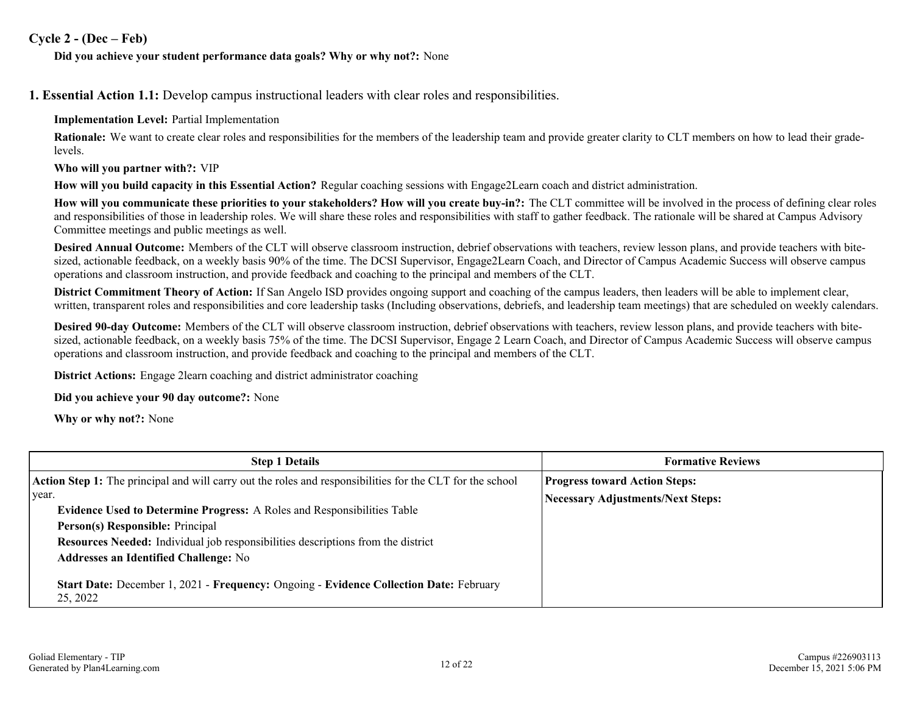## Cycle 2 - (Dec – Feb)

**Did you achieve your student performance data goals? Why or why not?:** None

### 1. Essential Action 1.1: Develop campus instructional leaders with clear roles and responsibilities.

**Implementation Level:** Partial Implementation

**Rationale:** We want to create clear roles and responsibilities for the members of the leadership team and provide greater clarity to CLT members on how to lead their grade-levels.

**Who will you partner with?:** VIP

**How will you build capacity in this Essential Action?** Regular coaching sessions with Engage2Learn coach and district administration.

**How will you communicate these priorities to your stakeholders? How will you create buy-in?:** The CLT committee will be involved in the process of defining clear roles and responsibilities of those in leadership roles. We will share these roles and responsibilities with staff to gather feedback. The rationale will be shared at Campus Advisory Committee meetings and public meetings as well.

**Desired Annual Outcome:** Members of the CLT will observe classroom instruction, debrief observations with teachers, review lesson plans, and provide teachers with bite-sized, actionable feedback, on a weekly basis 90% of the time. The DCSI Supervisor, Engage2Learn Coach, and Director of Campus Academic Success will observe campus operations and classroom instruction, and provide feedback and coaching to the principal and members of the CLT.

**District Commitment Theory of Action:** If San Angelo ISD provides ongoing support and coaching of the campus leaders, then leaders will be able to implement clear, written, transparent roles and responsibilities and core leadership tasks (Including observations, debriefs, and leadership team meetings) that are scheduled on weekly calendars.

**Desired 90-day Outcome:** Members of the CLT will observe classroom instruction, debrief observations with teachers, review lesson plans, and provide teachers with bite-sized, actionable feedback, on a weekly basis 75% of the time. The DCSI Supervisor, Engage 2 Learn Coach, and Director of Campus Academic Success will observe campus operations and classroom instruction, and provide feedback and coaching to the principal and members of the CLT.

**District Actions:** Engage 2learn coaching and district administrator coaching

**Did you achieve your 90 day outcome?:** None

**Why or why not?:** None

| Step 1 Details | Formative Reviews |
|---|---|
| **Action Step 1:** The principal and will carry out the roles and responsibilities for the CLT for the school year.<br>**Evidence Used to Determine Progress:** A Roles and Responsibilities Table<br>**Person(s) Responsible:** Principal<br>**Resources Needed:** Individual job responsibilities descriptions from the district<br>**Addresses an Identified Challenge:** No<br>**Start Date:** December 1, 2021 - **Frequency:** Ongoing - **Evidence Collection Date:** February 25, 2022 | **Progress toward Action Steps:**<br>**Necessary Adjustments/Next Steps:** |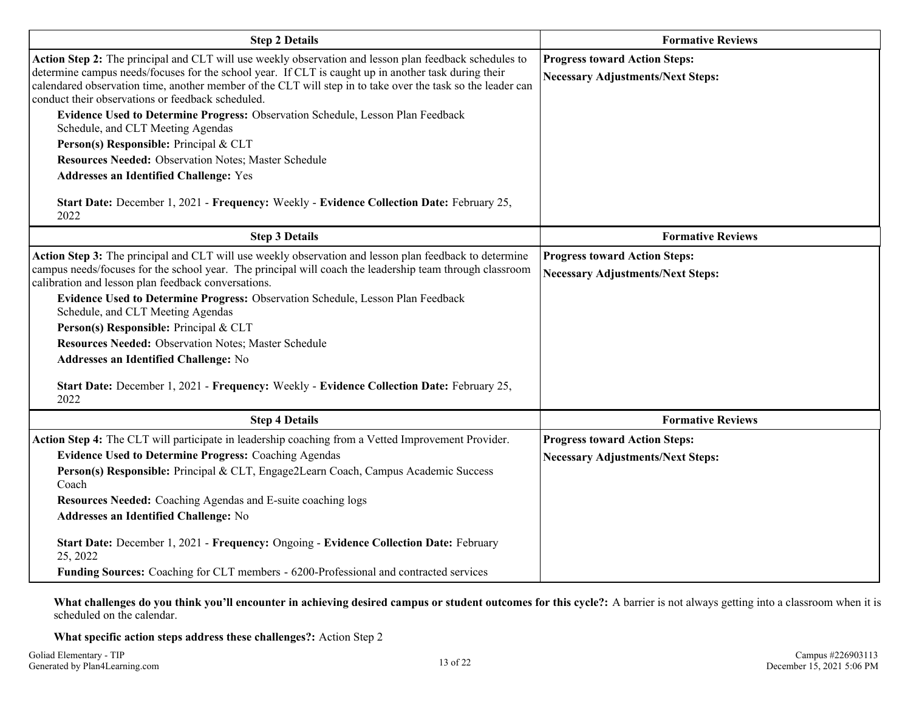| Step 2 Details | Formative Reviews |
|---|---|
| **Action Step 2:** The principal and CLT will use weekly observation and lesson plan feedback schedules to determine campus needs/focuses for the school year. If CLT is caught up in another task during their calendared observation time, another member of the CLT will step in to take over the task so the leader can conduct their observations or feedback scheduled.<br>**Evidence Used to Determine Progress:** Observation Schedule, Lesson Plan Feedback Schedule, and CLT Meeting Agendas<br>**Person(s) Responsible:** Principal & CLT<br>**Resources Needed:** Observation Notes; Master Schedule<br>**Addresses an Identified Challenge:** Yes<br><br>**Start Date:** December 1, 2021 - **Frequency:** Weekly - **Evidence Collection Date:** February 25, 2022 | **Progress toward Action Steps:**<br>**Necessary Adjustments/Next Steps:** |

| Step 3 Details | Formative Reviews |
|---|---|
| **Action Step 3:** The principal and CLT will use weekly observation and lesson plan feedback to determine campus needs/focuses for the school year. The principal will coach the leadership team through classroom calibration and lesson plan feedback conversations.<br>**Evidence Used to Determine Progress:** Observation Schedule, Lesson Plan Feedback Schedule, and CLT Meeting Agendas<br>**Person(s) Responsible:** Principal & CLT<br>**Resources Needed:** Observation Notes; Master Schedule<br>**Addresses an Identified Challenge:** No<br><br>**Start Date:** December 1, 2021 - **Frequency:** Weekly - **Evidence Collection Date:** February 25, 2022 | **Progress toward Action Steps:**<br>**Necessary Adjustments/Next Steps:** |

| Step 4 Details | Formative Reviews |
|---|---|
| **Action Step 4:** The CLT will participate in leadership coaching from a Vetted Improvement Provider.<br>**Evidence Used to Determine Progress:** Coaching Agendas<br>**Person(s) Responsible:** Principal & CLT, Engage2Learn Coach, Campus Academic Success Coach<br>**Resources Needed:** Coaching Agendas and E-suite coaching logs<br>**Addresses an Identified Challenge:** No<br><br>**Start Date:** December 1, 2021 - **Frequency:** Ongoing - **Evidence Collection Date:** February 25, 2022<br>**Funding Sources:** Coaching for CLT members - 6200-Professional and contracted services | **Progress toward Action Steps:**<br>**Necessary Adjustments/Next Steps:** |

**What challenges do you think you'll encounter in achieving desired campus or student outcomes for this cycle?:** A barrier is not always getting into a classroom when it is scheduled on the calendar.

**What specific action steps address these challenges?:** Action Step 2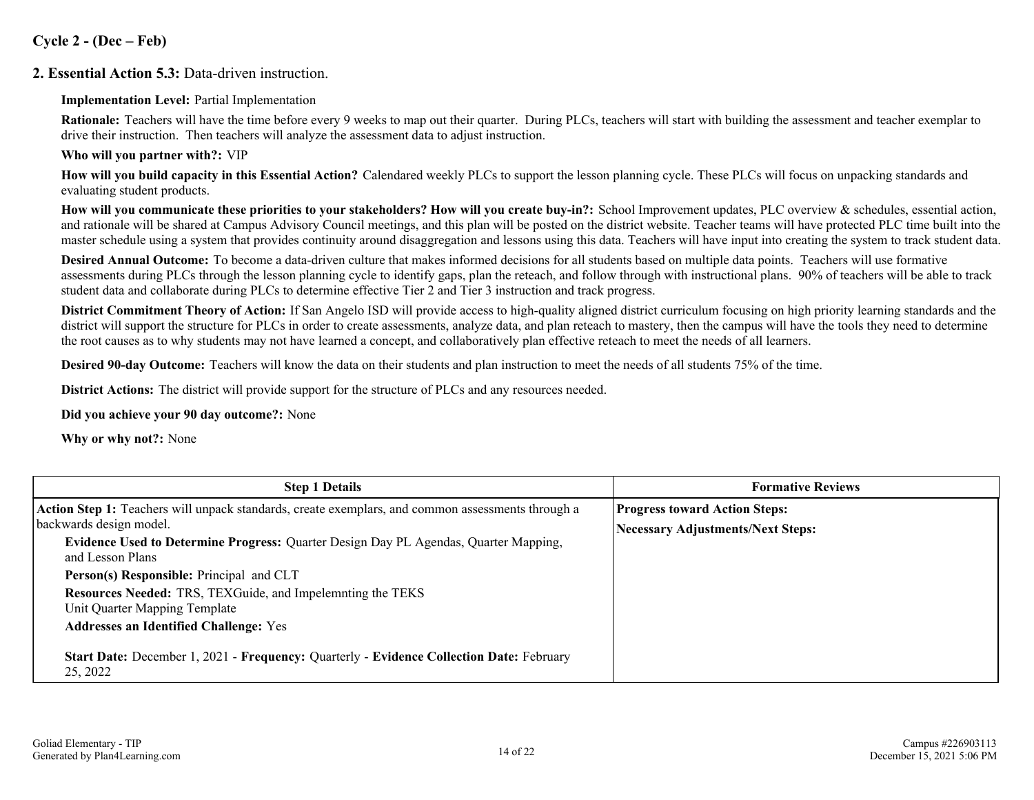## Cycle 2 - (Dec – Feb)

### 2. Essential Action 5.3: Data-driven instruction.

**Implementation Level:** Partial Implementation

**Rationale:** Teachers will have the time before every 9 weeks to map out their quarter. During PLCs, teachers will start with building the assessment and teacher exemplar to drive their instruction. Then teachers will analyze the assessment data to adjust instruction.

**Who will you partner with?:** VIP

**How will you build capacity in this Essential Action?** Calendared weekly PLCs to support the lesson planning cycle. These PLCs will focus on unpacking standards and evaluating student products.

**How will you communicate these priorities to your stakeholders? How will you create buy-in?:** School Improvement updates, PLC overview & schedules, essential action, and rationale will be shared at Campus Advisory Council meetings, and this plan will be posted on the district website. Teacher teams will have protected PLC time built into the master schedule using a system that provides continuity around disaggregation and lessons using this data. Teachers will have input into creating the system to track student data.

**Desired Annual Outcome:** To become a data-driven culture that makes informed decisions for all students based on multiple data points. Teachers will use formative assessments during PLCs through the lesson planning cycle to identify gaps, plan the reteach, and follow through with instructional plans. 90% of teachers will be able to track student data and collaborate during PLCs to determine effective Tier 2 and Tier 3 instruction and track progress.

**District Commitment Theory of Action:** If San Angelo ISD will provide access to high-quality aligned district curriculum focusing on high priority learning standards and the district will support the structure for PLCs in order to create assessments, analyze data, and plan reteach to mastery, then the campus will have the tools they need to determine the root causes as to why students may not have learned a concept, and collaboratively plan effective reteach to meet the needs of all learners.

**Desired 90-day Outcome:** Teachers will know the data on their students and plan instruction to meet the needs of all students 75% of the time.

**District Actions:** The district will provide support for the structure of PLCs and any resources needed.

**Did you achieve your 90 day outcome?:** None

**Why or why not?:** None

| Step 1 Details | Formative Reviews |
|---|---|
| **Action Step 1:** Teachers will unpack standards, create exemplars, and common assessments through a backwards design model.<br>**Evidence Used to Determine Progress:** Quarter Design Day PL Agendas, Quarter Mapping, and Lesson Plans<br>**Person(s) Responsible:** Principal and CLT<br>**Resources Needed:** TRS, TEXGuide, and Impelemnting the TEKS<br>Unit Quarter Mapping Template<br>**Addresses an Identified Challenge:** Yes<br><br>**Start Date:** December 1, 2021 - **Frequency:** Quarterly - **Evidence Collection Date:** February 25, 2022 | **Progress toward Action Steps:**<br>**Necessary Adjustments/Next Steps:** |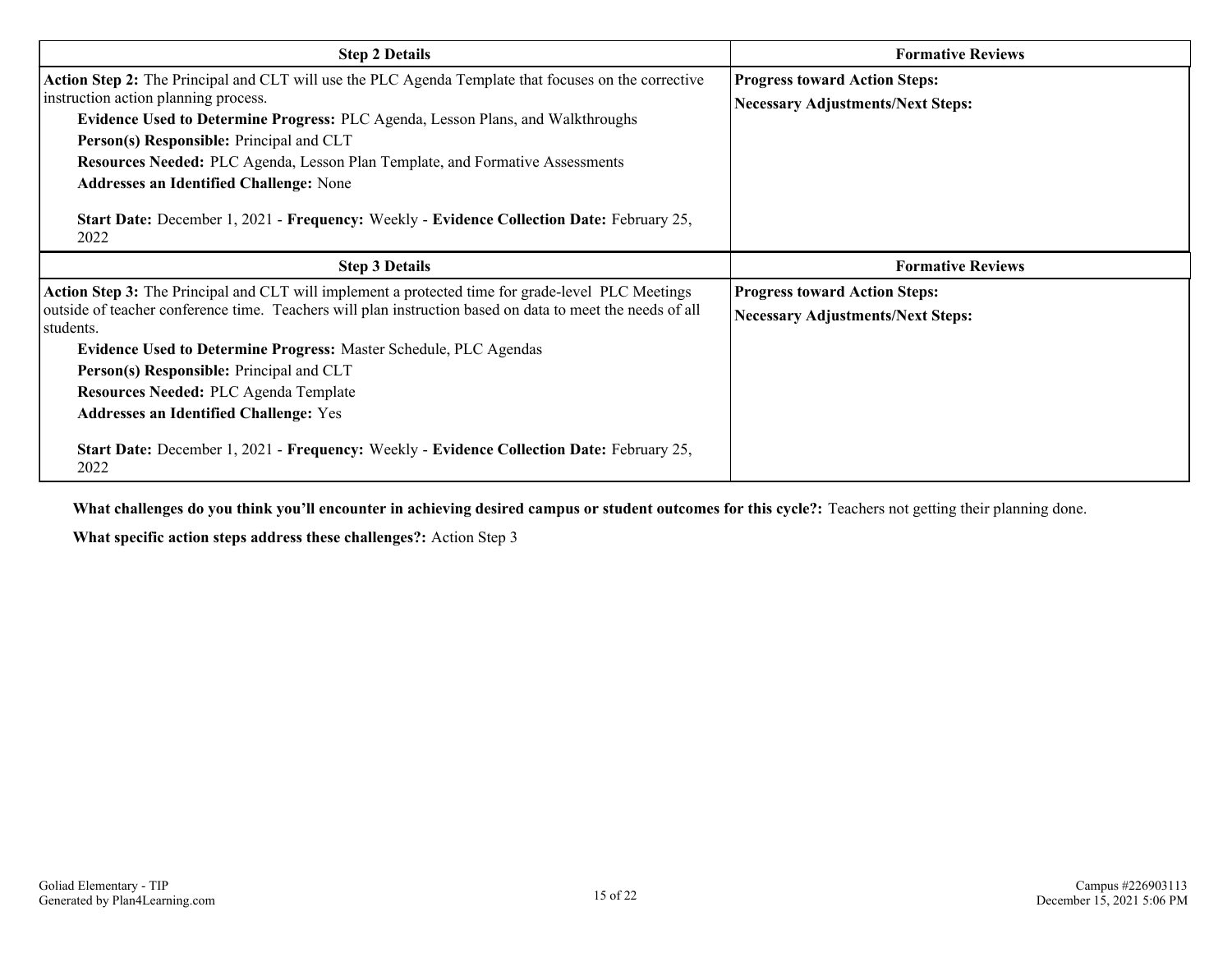| Step 2 Details | Formative Reviews |
| --- | --- |
| **Action Step 2:** The Principal and CLT will use the PLC Agenda Template that focuses on the corrective instruction action planning process.<br>**Evidence Used to Determine Progress:** PLC Agenda, Lesson Plans, and Walkthroughs<br>**Person(s) Responsible:** Principal and CLT<br>**Resources Needed:** PLC Agenda, Lesson Plan Template, and Formative Assessments<br>**Addresses an Identified Challenge:** None<br><br>**Start Date:** December 1, 2021 - **Frequency:** Weekly - **Evidence Collection Date:** February 25, 2022 | **Progress toward Action Steps:**<br>**Necessary Adjustments/Next Steps:** |

| Step 3 Details | Formative Reviews |
| --- | --- |
| **Action Step 3:** The Principal and CLT will implement a protected time for grade-level PLC Meetings outside of teacher conference time. Teachers will plan instruction based on data to meet the needs of all students.<br>**Evidence Used to Determine Progress:** Master Schedule, PLC Agendas<br>**Person(s) Responsible:** Principal and CLT<br>**Resources Needed:** PLC Agenda Template<br>**Addresses an Identified Challenge:** Yes<br><br>**Start Date:** December 1, 2021 - **Frequency:** Weekly - **Evidence Collection Date:** February 25, 2022 | **Progress toward Action Steps:**<br>**Necessary Adjustments/Next Steps:** |

**What challenges do you think you'll encounter in achieving desired campus or student outcomes for this cycle?:** Teachers not getting their planning done.

**What specific action steps address these challenges?:** Action Step 3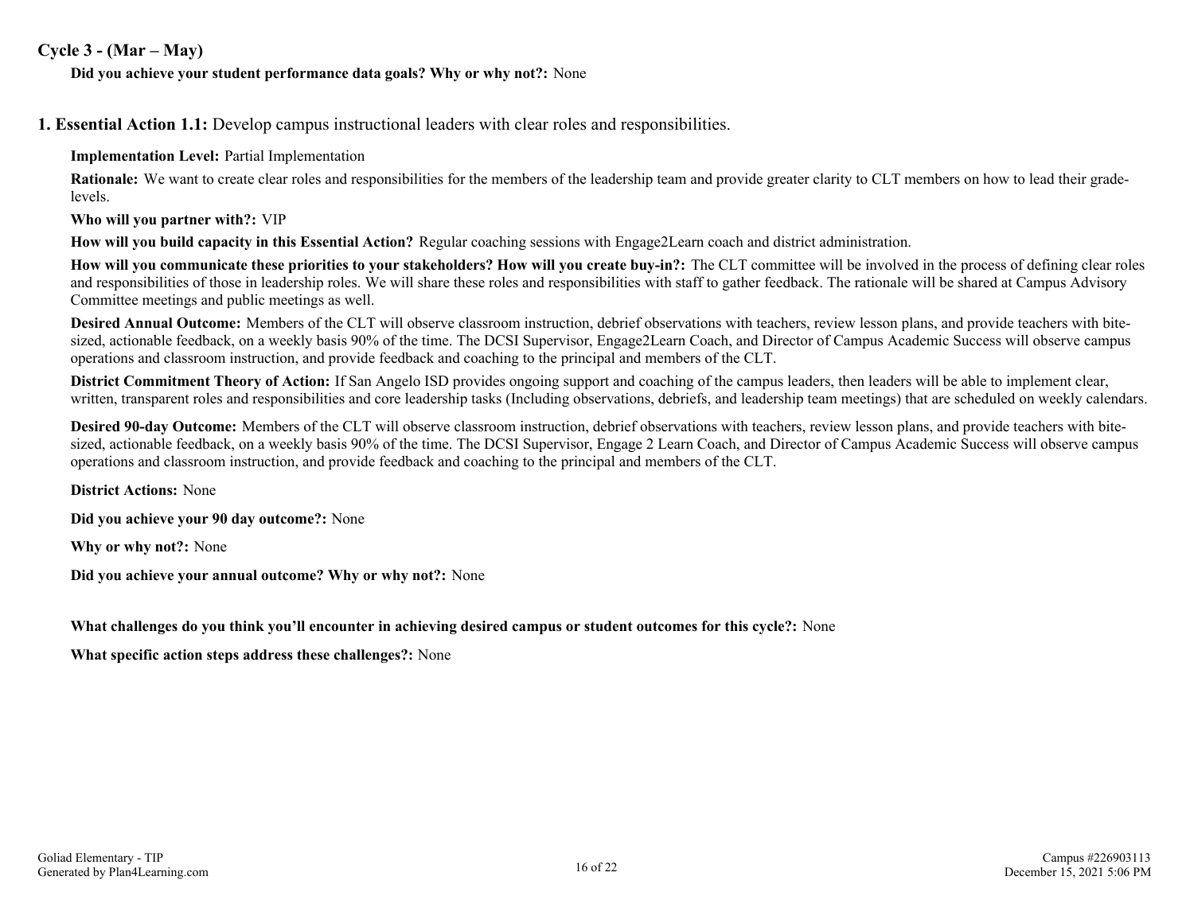## Cycle 3 - (Mar – May)

**Did you achieve your student performance data goals? Why or why not?:** None

### 1. Essential Action 1.1: Develop campus instructional leaders with clear roles and responsibilities.

**Implementation Level:** Partial Implementation

**Rationale:** We want to create clear roles and responsibilities for the members of the leadership team and provide greater clarity to CLT members on how to lead their grade-levels.

**Who will you partner with?:** VIP

**How will you build capacity in this Essential Action?** Regular coaching sessions with Engage2Learn coach and district administration.

**How will you communicate these priorities to your stakeholders? How will you create buy-in?:** The CLT committee will be involved in the process of defining clear roles and responsibilities of those in leadership roles. We will share these roles and responsibilities with staff to gather feedback. The rationale will be shared at Campus Advisory Committee meetings and public meetings as well.

**Desired Annual Outcome:** Members of the CLT will observe classroom instruction, debrief observations with teachers, review lesson plans, and provide teachers with bite-sized, actionable feedback, on a weekly basis 90% of the time. The DCSI Supervisor, Engage2Learn Coach, and Director of Campus Academic Success will observe campus operations and classroom instruction, and provide feedback and coaching to the principal and members of the CLT.

**District Commitment Theory of Action:** If San Angelo ISD provides ongoing support and coaching of the campus leaders, then leaders will be able to implement clear, written, transparent roles and responsibilities and core leadership tasks (Including observations, debriefs, and leadership team meetings) that are scheduled on weekly calendars.

**Desired 90-day Outcome:** Members of the CLT will observe classroom instruction, debrief observations with teachers, review lesson plans, and provide teachers with bite-sized, actionable feedback, on a weekly basis 90% of the time. The DCSI Supervisor, Engage 2 Learn Coach, and Director of Campus Academic Success will observe campus operations and classroom instruction, and provide feedback and coaching to the principal and members of the CLT.

**District Actions:** None

**Did you achieve your 90 day outcome?:** None

**Why or why not?:** None

**Did you achieve your annual outcome? Why or why not?:** None

**What challenges do you think you'll encounter in achieving desired campus or student outcomes for this cycle?:** None

**What specific action steps address these challenges?:** None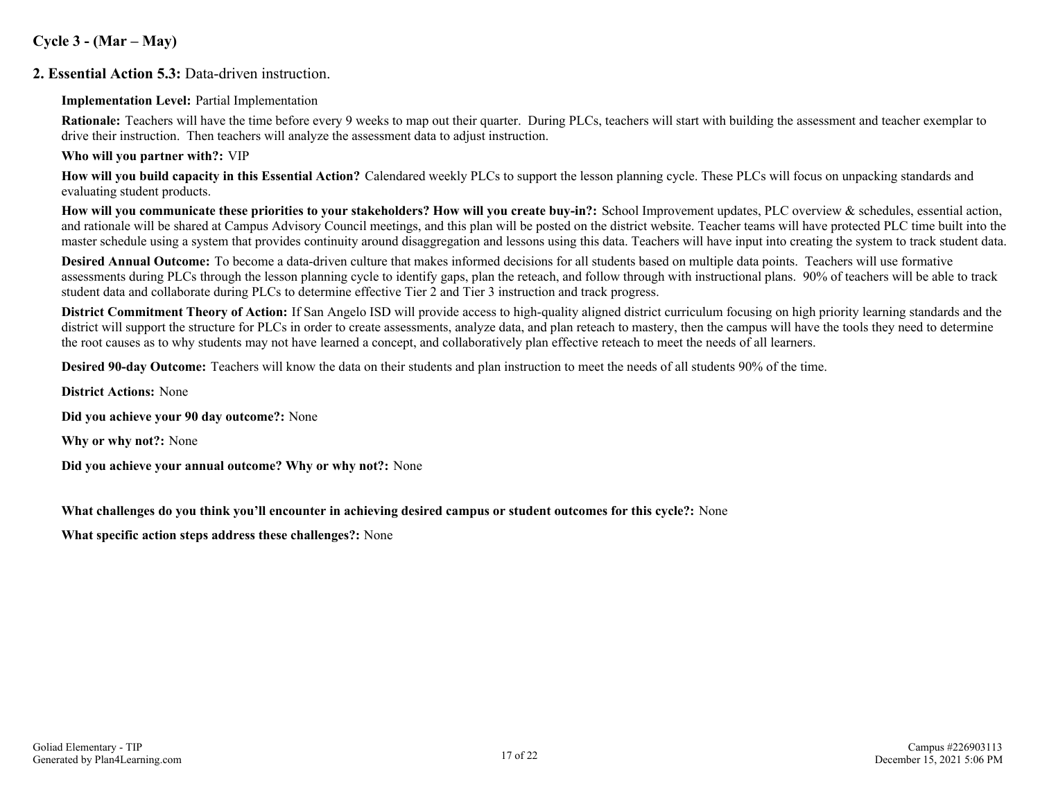## Cycle 3 - (Mar – May)

### 2. Essential Action 5.3: Data-driven instruction.

**Implementation Level:** Partial Implementation

**Rationale:** Teachers will have the time before every 9 weeks to map out their quarter. During PLCs, teachers will start with building the assessment and teacher exemplar to drive their instruction. Then teachers will analyze the assessment data to adjust instruction.

**Who will you partner with?:** VIP

**How will you build capacity in this Essential Action?** Calendared weekly PLCs to support the lesson planning cycle. These PLCs will focus on unpacking standards and evaluating student products.

**How will you communicate these priorities to your stakeholders? How will you create buy-in?:** School Improvement updates, PLC overview & schedules, essential action, and rationale will be shared at Campus Advisory Council meetings, and this plan will be posted on the district website. Teacher teams will have protected PLC time built into the master schedule using a system that provides continuity around disaggregation and lessons using this data. Teachers will have input into creating the system to track student data.

**Desired Annual Outcome:** To become a data-driven culture that makes informed decisions for all students based on multiple data points. Teachers will use formative assessments during PLCs through the lesson planning cycle to identify gaps, plan the reteach, and follow through with instructional plans. 90% of teachers will be able to track student data and collaborate during PLCs to determine effective Tier 2 and Tier 3 instruction and track progress.

**District Commitment Theory of Action:** If San Angelo ISD will provide access to high-quality aligned district curriculum focusing on high priority learning standards and the district will support the structure for PLCs in order to create assessments, analyze data, and plan reteach to mastery, then the campus will have the tools they need to determine the root causes as to why students may not have learned a concept, and collaboratively plan effective reteach to meet the needs of all learners.

**Desired 90-day Outcome:** Teachers will know the data on their students and plan instruction to meet the needs of all students 90% of the time.

**District Actions:** None

**Did you achieve your 90 day outcome?:** None

**Why or why not?:** None

**Did you achieve your annual outcome? Why or why not?:** None

**What challenges do you think you'll encounter in achieving desired campus or student outcomes for this cycle?:** None

**What specific action steps address these challenges?:** None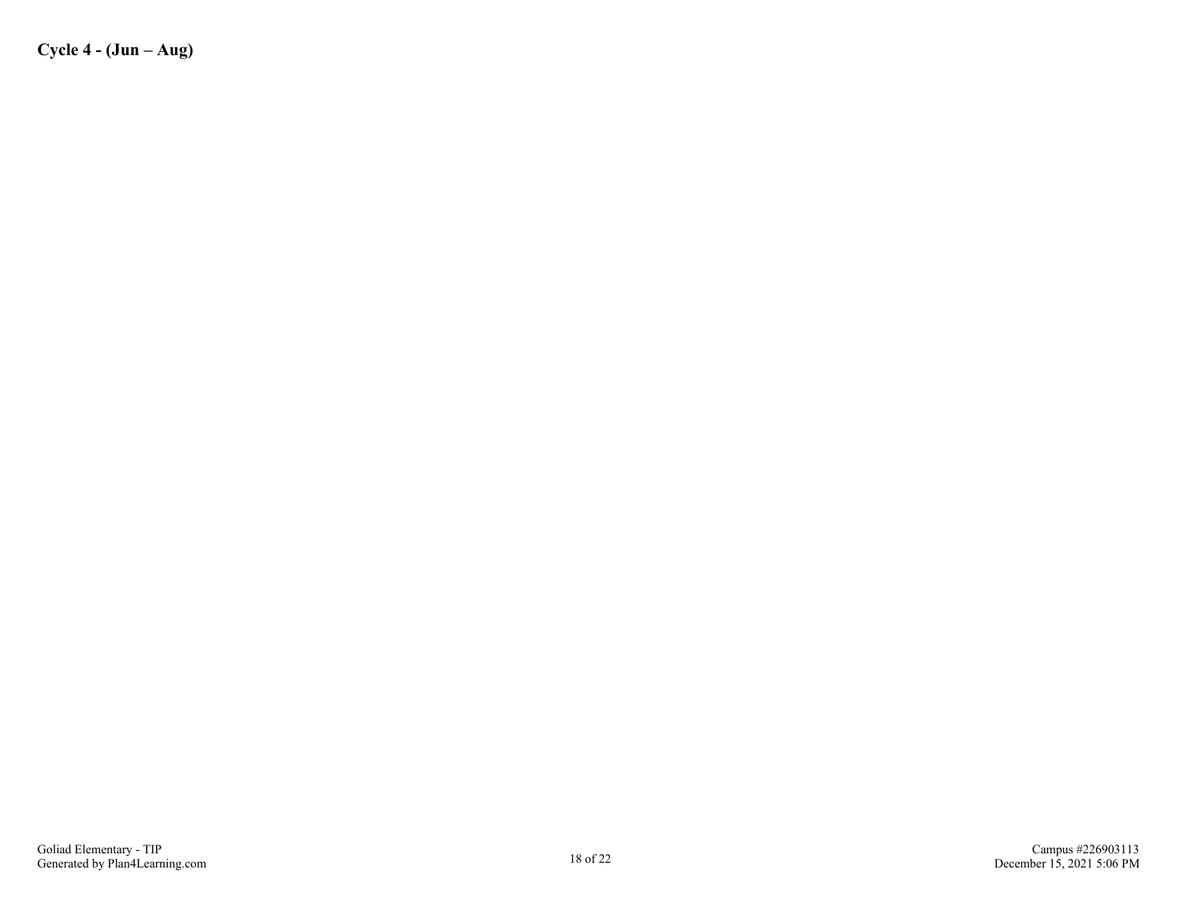**Cycle 4 - (Jun – Aug)**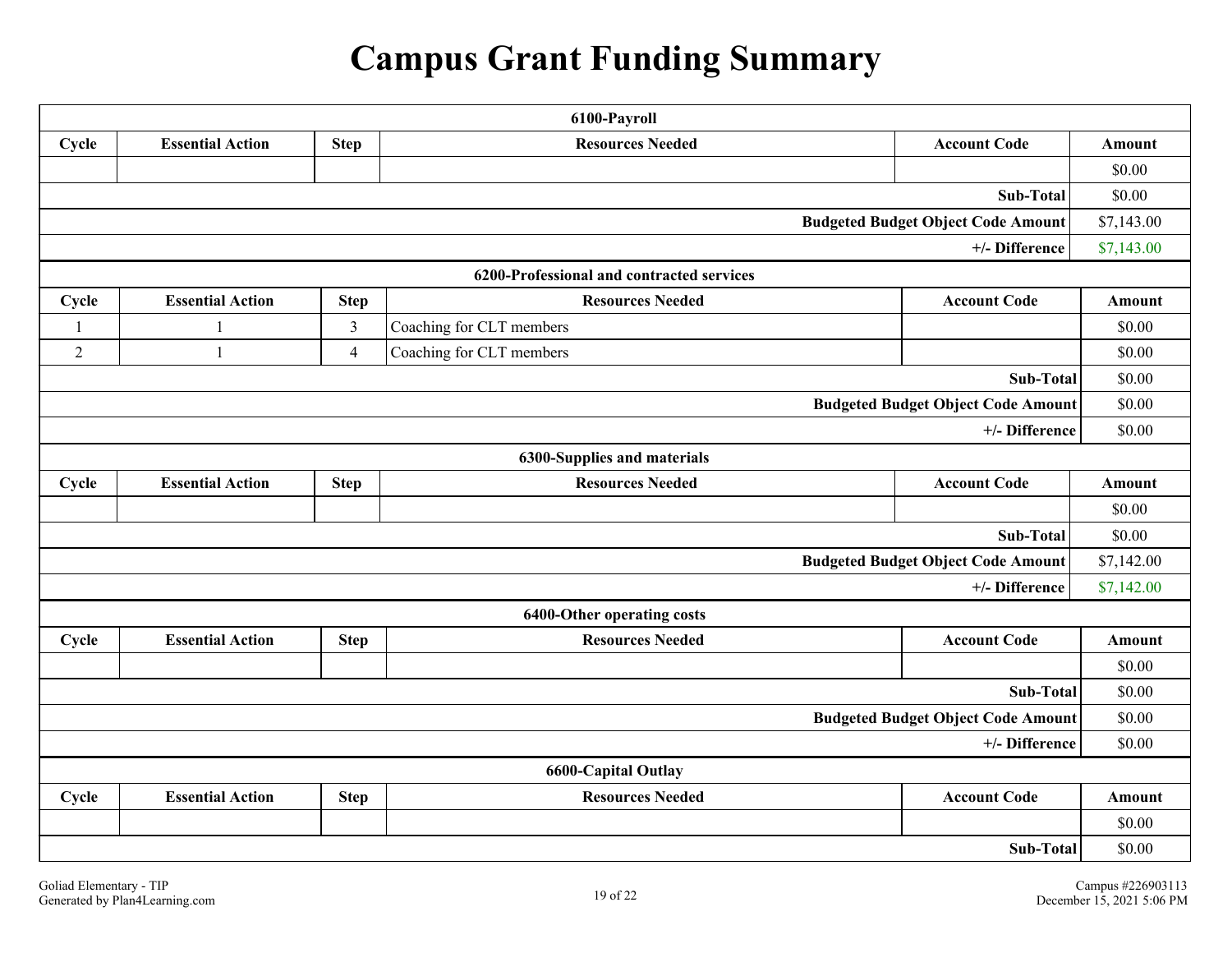# Campus Grant Funding Summary

| 6100-Payroll | | | | | |
|---|---|---|---|---|---|
| **Cycle** | **Essential Action** | **Step** | **Resources Needed** | **Account Code** | **Amount** |
| | | | | | $0.00 |
| | | | | **Sub-Total** | $0.00 |
| | | | | **Budgeted Budget Object Code Amount** | $7,143.00 |
| | | | | **+/- Difference** | $7,143.00 |

| 6200-Professional and contracted services | | | | | |
|---|---|---|---|---|---|
| **Cycle** | **Essential Action** | **Step** | **Resources Needed** | **Account Code** | **Amount** |
| 1 | 1 | 3 | Coaching for CLT members | | $0.00 |
| 2 | 1 | 4 | Coaching for CLT members | | $0.00 |
| | | | | **Sub-Total** | $0.00 |
| | | | | **Budgeted Budget Object Code Amount** | $0.00 |
| | | | | **+/- Difference** | $0.00 |

| 6300-Supplies and materials | | | | | |
|---|---|---|---|---|---|
| **Cycle** | **Essential Action** | **Step** | **Resources Needed** | **Account Code** | **Amount** |
| | | | | | $0.00 |
| | | | | **Sub-Total** | $0.00 |
| | | | | **Budgeted Budget Object Code Amount** | $7,142.00 |
| | | | | **+/- Difference** | $7,142.00 |

| 6400-Other operating costs | | | | | |
|---|---|---|---|---|---|
| **Cycle** | **Essential Action** | **Step** | **Resources Needed** | **Account Code** | **Amount** |
| | | | | | $0.00 |
| | | | | **Sub-Total** | $0.00 |
| | | | | **Budgeted Budget Object Code Amount** | $0.00 |
| | | | | **+/- Difference** | $0.00 |

| 6600-Capital Outlay | | | | | |
|---|---|---|---|---|---|
| **Cycle** | **Essential Action** | **Step** | **Resources Needed** | **Account Code** | **Amount** |
| | | | | | $0.00 |
| | | | | **Sub-Total** | $0.00 |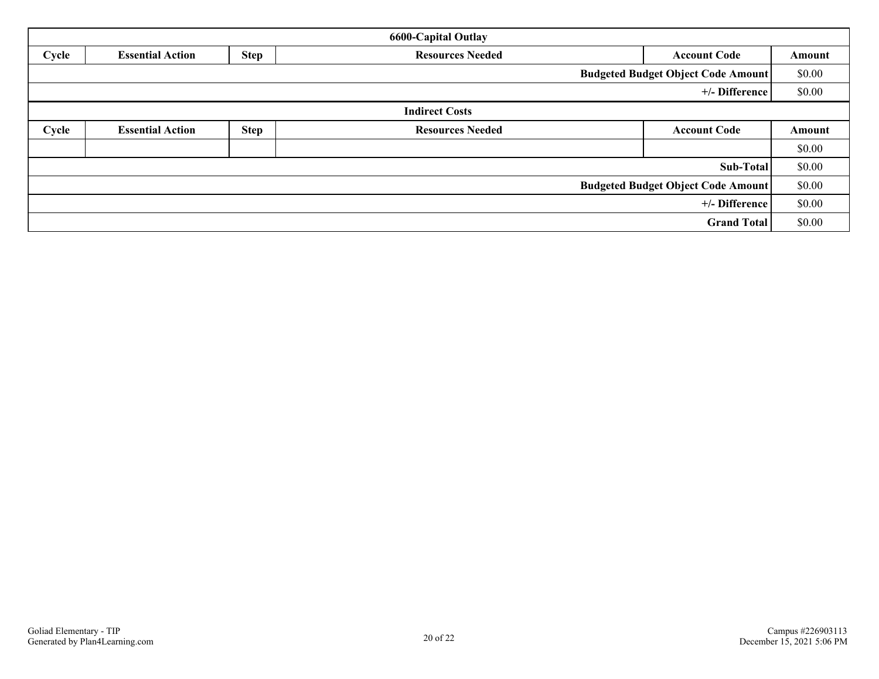| 6600-Capital Outlay | | | | | |
|---|---|---|---|---|---|
| **Cycle** | **Essential Action** | **Step** | **Resources Needed** | **Account Code** | **Amount** |
| | | | | **Budgeted Budget Object Code Amount** | $0.00 |
| | | | | **+/- Difference** | $0.00 |

| Indirect Costs | | | | | |
|---|---|---|---|---|---|
| **Cycle** | **Essential Action** | **Step** | **Resources Needed** | **Account Code** | **Amount** |
| | | | | | $0.00 |
| | | | | **Sub-Total** | $0.00 |
| | | | | **Budgeted Budget Object Code Amount** | $0.00 |
| | | | | **+/- Difference** | $0.00 |
| | | | | **Grand Total** | $0.00 |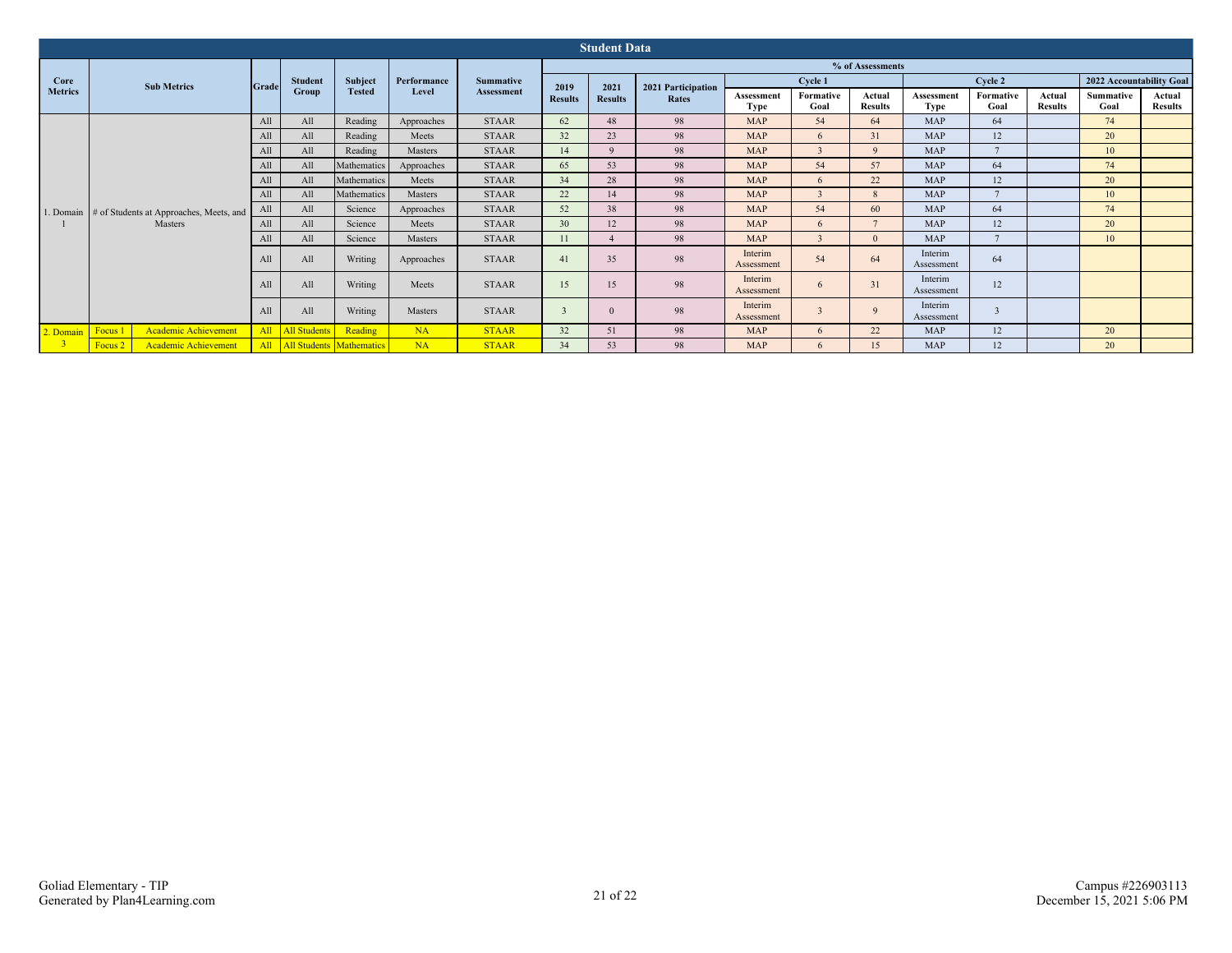## Student Data

| Core Metrics | Sub Metrics | | Grade | Student Group | Subject Tested | Performance Level | Summative Assessment | % of Assessments | | | | | | | | | | | |
|---|---|---|---|---|---|---|---|---|---|---|---|---|---|---|---|---|---|---|---|
| | | | | | | | | 2019 Results | 2021 Results | 2021 Participation Rates | Cycle 1 | | | Cycle 2 | | | 2022 Accountability Goal | |
| | | | | | | | | | | | Assessment Type | Formative Goal | Actual Results | Assessment Type | Formative Goal | Actual Results | Summative Goal | Actual Results |
| 1. Domain 1 | # of Students at Approaches, Meets, and Masters | | All | All | Reading | Approaches | STAAR | 62 | 48 | 98 | MAP | 54 | 64 | MAP | 64 | | 74 | |
| | | | All | All | Reading | Meets | STAAR | 32 | 23 | 98 | MAP | 6 | 31 | MAP | 12 | | 20 | |
| | | | All | All | Reading | Masters | STAAR | 14 | 9 | 98 | MAP | 3 | 9 | MAP | 7 | | 10 | |
| | | | All | All | Mathematics | Approaches | STAAR | 65 | 53 | 98 | MAP | 54 | 57 | MAP | 64 | | 74 | |
| | | | All | All | Mathematics | Meets | STAAR | 34 | 28 | 98 | MAP | 6 | 22 | MAP | 12 | | 20 | |
| | | | All | All | Mathematics | Masters | STAAR | 22 | 14 | 98 | MAP | 3 | 8 | MAP | 7 | | 10 | |
| | | | All | All | Science | Approaches | STAAR | 52 | 38 | 98 | MAP | 54 | 60 | MAP | 64 | | 74 | |
| | | | All | All | Science | Meets | STAAR | 30 | 12 | 98 | MAP | 6 | 7 | MAP | 12 | | 20 | |
| | | | All | All | Science | Masters | STAAR | 11 | 4 | 98 | MAP | 3 | 0 | MAP | 7 | | 10 | |
| | | | All | All | Writing | Approaches | STAAR | 41 | 35 | 98 | Interim Assessment | 54 | 64 | Interim Assessment | 64 | | | |
| | | | All | All | Writing | Meets | STAAR | 15 | 15 | 98 | Interim Assessment | 6 | 31 | Interim Assessment | 12 | | | |
| | | | All | All | Writing | Masters | STAAR | 3 | 0 | 98 | Interim Assessment | 3 | 9 | Interim Assessment | 3 | | | |
| 2. Domain 3 | Focus 1 | Academic Achievement | All | All Students | Reading | NA | STAAR | 32 | 51 | 98 | MAP | 6 | 22 | MAP | 12 | | 20 | |
| | Focus 2 | Academic Achievement | All | All Students | Mathematics | NA | STAAR | 34 | 53 | 98 | MAP | 6 | 15 | MAP | 12 | | 20 | |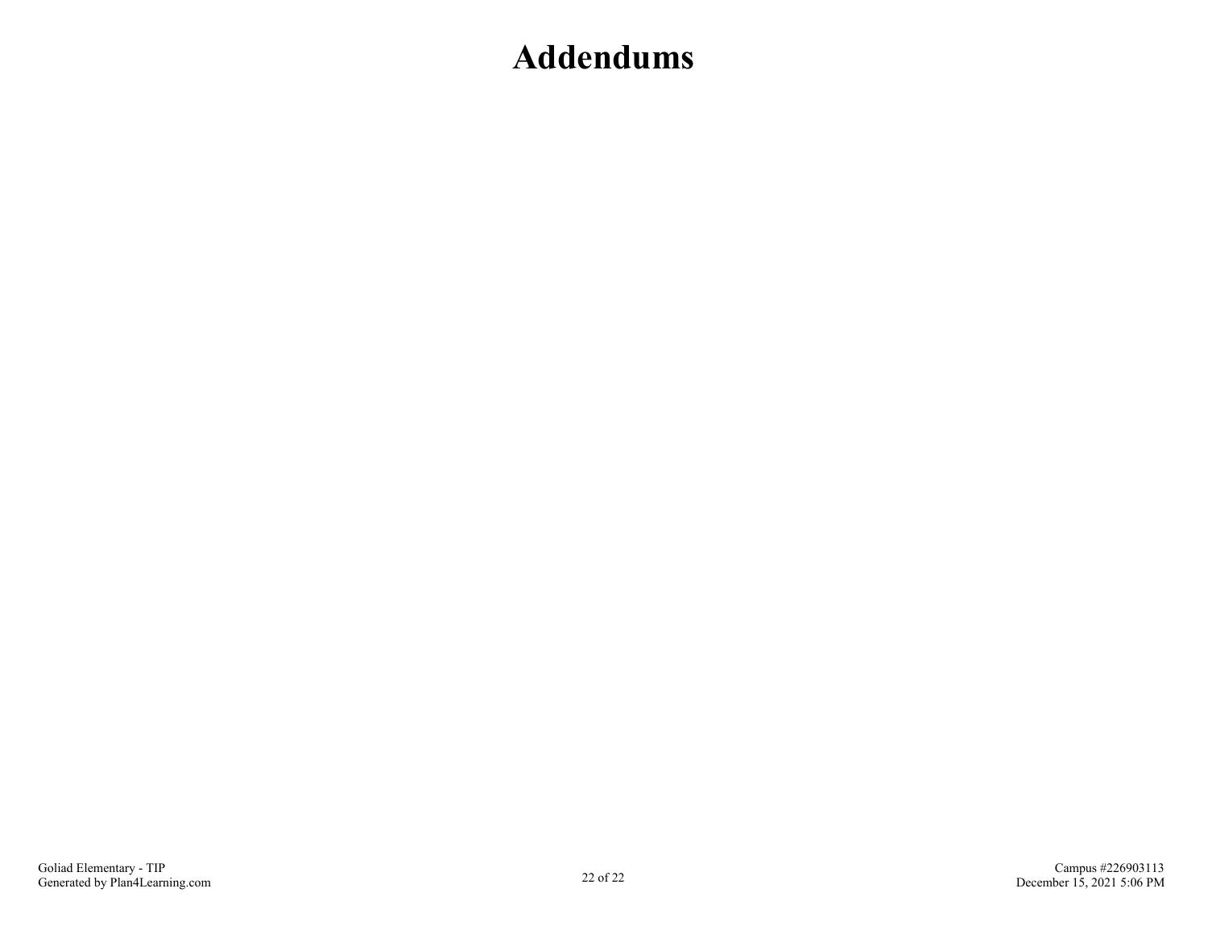# Addendums